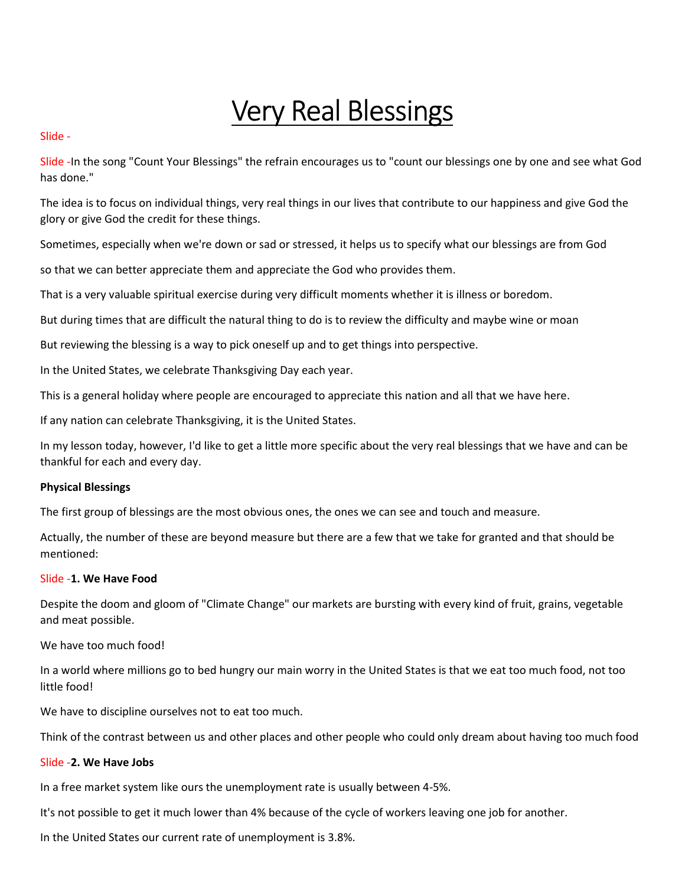# Very Real Blessings

Slide -

Slide -In the song "Count Your Blessings" the refrain encourages us to "count our blessings one by one and see what God has done."

The idea is to focus on individual things, very real things in our lives that contribute to our happiness and give God the glory or give God the credit for these things.

Sometimes, especially when we're down or sad or stressed, it helps us to specify what our blessings are from God

so that we can better appreciate them and appreciate the God who provides them.

That is a very valuable spiritual exercise during very difficult moments whether it is illness or boredom.

But during times that are difficult the natural thing to do is to review the difficulty and maybe wine or moan

But reviewing the blessing is a way to pick oneself up and to get things into perspective.

In the United States, we celebrate Thanksgiving Day each year.

This is a general holiday where people are encouraged to appreciate this nation and all that we have here.

If any nation can celebrate Thanksgiving, it is the United States.

In my lesson today, however, I'd like to get a little more specific about the very real blessings that we have and can be thankful for each and every day.

**Physical Blessings**

The first group of blessings are the most obvious ones, the ones we can see and touch and measure.

Actually, the number of these are beyond measure but there are a few that we take for granted and that should be mentioned:

Slide -**1. We Have Food**

Despite the doom and gloom of "Climate Change" our markets are bursting with every kind of fruit, grains, vegetable and meat possible.

We have too much food!

In a world where millions go to bed hungry our main worry in the United States is that we eat too much food, not too little food!

We have to discipline ourselves not to eat too much.

Think of the contrast between us and other places and other people who could only dream about having too much food

Slide -**2. We Have Jobs**

In a free market system like ours the unemployment rate is usually between 4-5%.

It's not possible to get it much lower than 4% because of the cycle of workers leaving one job for another.

In the United States our current rate of unemployment is 3.8%.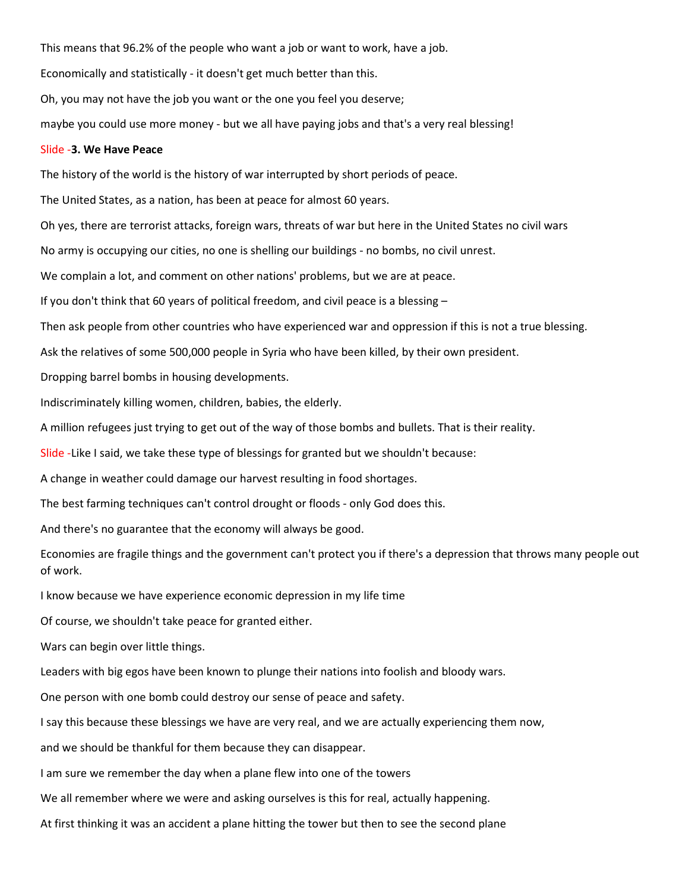This means that 96.2% of the people who want a job or want to work, have a job.

Economically and statistically - it doesn't get much better than this.

Oh, you may not have the job you want or the one you feel you deserve;

maybe you could use more money - but we all have paying jobs and that's a very real blessing!

Slide -**3. We Have Peace**

The history of the world is the history of war interrupted by short periods of peace.

The United States, as a nation, has been at peace for almost 60 years.

Oh yes, there are terrorist attacks, foreign wars, threats of war but here in the United States no civil wars

No army is occupying our cities, no one is shelling our buildings - no bombs, no civil unrest.

We complain a lot, and comment on other nations' problems, but we are at peace.

If you don't think that 60 years of political freedom, and civil peace is a blessing –

Then ask people from other countries who have experienced war and oppression if this is not a true blessing.

Ask the relatives of some 500,000 people in Syria who have been killed, by their own president.

Dropping barrel bombs in housing developments.

Indiscriminately killing women, children, babies, the elderly.

A million refugees just trying to get out of the way of those bombs and bullets. That is their reality.

Slide -Like I said, we take these type of blessings for granted but we shouldn't because:

A change in weather could damage our harvest resulting in food shortages.

The best farming techniques can't control drought or floods - only God does this.

And there's no guarantee that the economy will always be good.

Economies are fragile things and the government can't protect you if there's a depression that throws many people out of work.

I know because we have experience economic depression in my life time

Of course, we shouldn't take peace for granted either.

Wars can begin over little things.

Leaders with big egos have been known to plunge their nations into foolish and bloody wars.

One person with one bomb could destroy our sense of peace and safety.

I say this because these blessings we have are very real, and we are actually experiencing them now,

and we should be thankful for them because they can disappear.

I am sure we remember the day when a plane flew into one of the towers

We all remember where we were and asking ourselves is this for real, actually happening.

At first thinking it was an accident a plane hitting the tower but then to see the second plane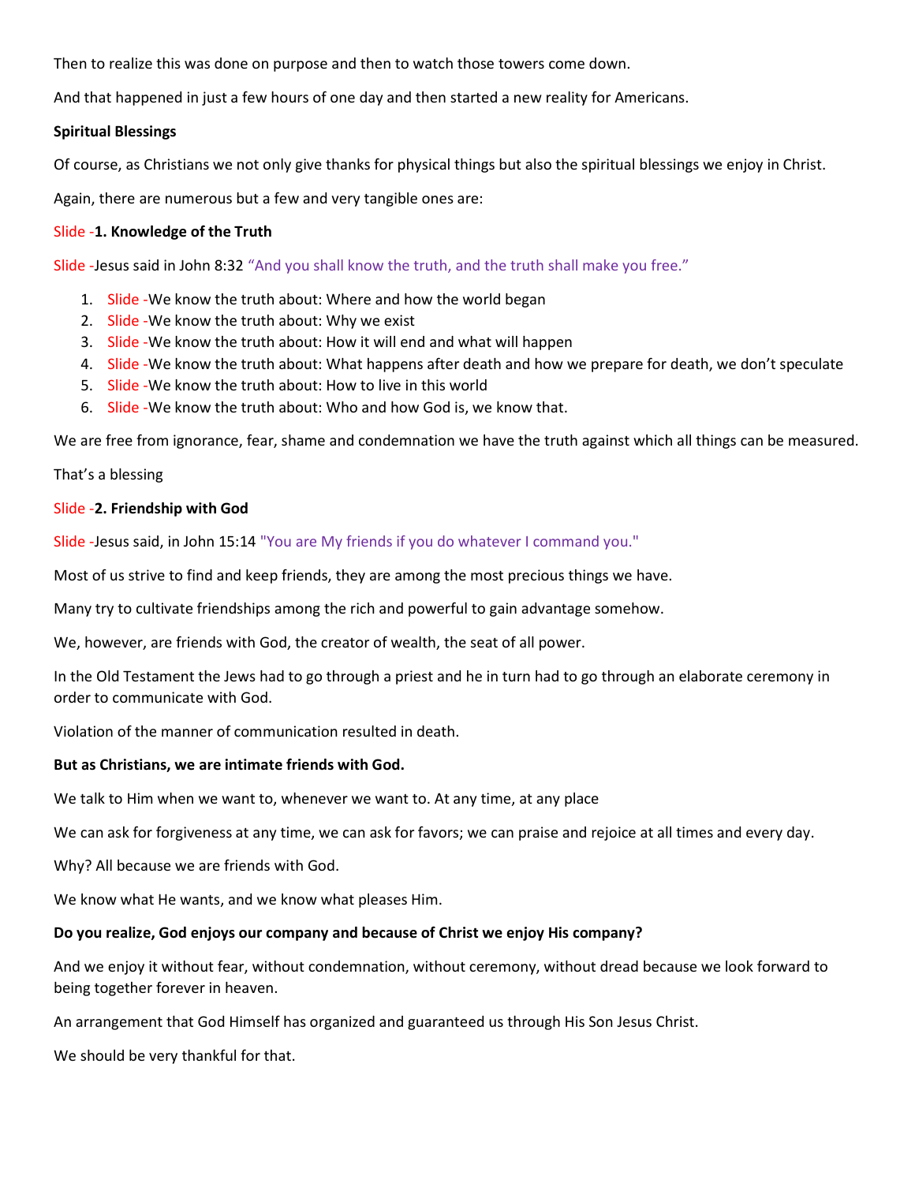Then to realize this was done on purpose and then to watch those towers come down.

And that happened in just a few hours of one day and then started a new reality for Americans.

**Spiritual Blessings**

Of course, as Christians we not only give thanks for physical things but also the spiritual blessings we enjoy in Christ.

Again, there are numerous but a few and very tangible ones are:

Slide -**1. Knowledge of the Truth**

Slide -Jesus said in John 8:32 "And you shall know the truth, and the truth shall make you free."

1. Slide -We know the truth about: Where and how the world began
2. Slide -We know the truth about: Why we exist
3. Slide -We know the truth about: How it will end and what will happen
4. Slide -We know the truth about: What happens after death and how we prepare for death, we don't speculate
5. Slide -We know the truth about: How to live in this world
6. Slide -We know the truth about: Who and how God is, we know that.

We are free from ignorance, fear, shame and condemnation we have the truth against which all things can be measured.

That's a blessing

Slide -**2. Friendship with God**

Slide -Jesus said, in John 15:14 "You are My friends if you do whatever I command you."

Most of us strive to find and keep friends, they are among the most precious things we have.

Many try to cultivate friendships among the rich and powerful to gain advantage somehow.

We, however, are friends with God, the creator of wealth, the seat of all power.

In the Old Testament the Jews had to go through a priest and he in turn had to go through an elaborate ceremony in order to communicate with God.

Violation of the manner of communication resulted in death.

**But as Christians, we are intimate friends with God.**

We talk to Him when we want to, whenever we want to. At any time, at any place

We can ask for forgiveness at any time, we can ask for favors; we can praise and rejoice at all times and every day.

Why? All because we are friends with God.

We know what He wants, and we know what pleases Him.

**Do you realize, God enjoys our company and because of Christ we enjoy His company?**

And we enjoy it without fear, without condemnation, without ceremony, without dread because we look forward to being together forever in heaven.

An arrangement that God Himself has organized and guaranteed us through His Son Jesus Christ.

We should be very thankful for that.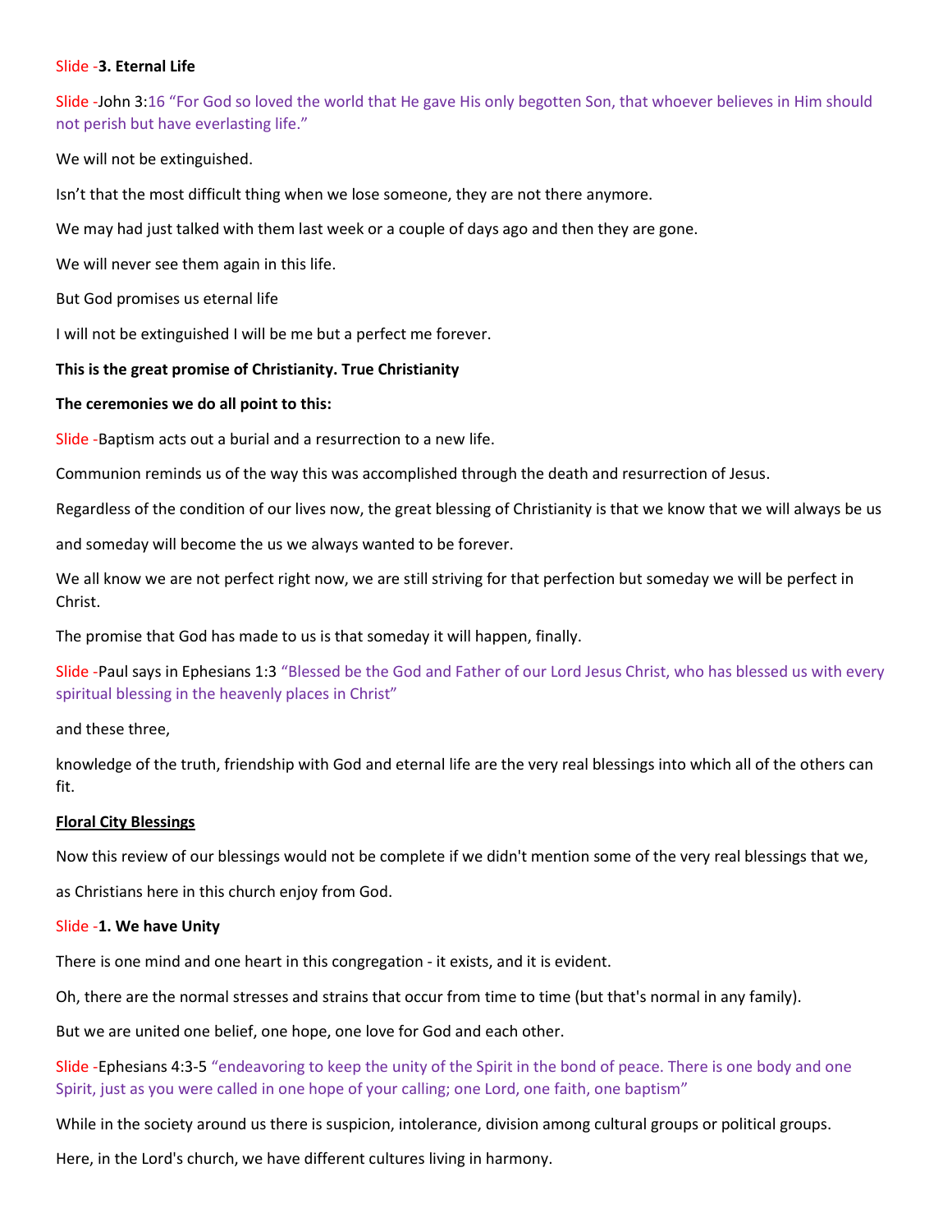Slide -**3. Eternal Life**

Slide -John 3:16 "For God so loved the world that He gave His only begotten Son, that whoever believes in Him should not perish but have everlasting life."

We will not be extinguished.

Isn't that the most difficult thing when we lose someone, they are not there anymore.

We may had just talked with them last week or a couple of days ago and then they are gone.

We will never see them again in this life.

But God promises us eternal life

I will not be extinguished I will be me but a perfect me forever.

**This is the great promise of Christianity. True Christianity**

**The ceremonies we do all point to this:**

Slide -Baptism acts out a burial and a resurrection to a new life.

Communion reminds us of the way this was accomplished through the death and resurrection of Jesus.

Regardless of the condition of our lives now, the great blessing of Christianity is that we know that we will always be us

and someday will become the us we always wanted to be forever.

We all know we are not perfect right now, we are still striving for that perfection but someday we will be perfect in Christ.

The promise that God has made to us is that someday it will happen, finally.

Slide -Paul says in Ephesians 1:3 "Blessed be the God and Father of our Lord Jesus Christ, who has blessed us with every spiritual blessing in the heavenly places in Christ"

and these three,

knowledge of the truth, friendship with God and eternal life are the very real blessings into which all of the others can fit.

**<u>Floral City Blessings</u>**

Now this review of our blessings would not be complete if we didn't mention some of the very real blessings that we,

as Christians here in this church enjoy from God.

Slide -**1. We have Unity**

There is one mind and one heart in this congregation - it exists, and it is evident.

Oh, there are the normal stresses and strains that occur from time to time (but that's normal in any family).

But we are united one belief, one hope, one love for God and each other.

Slide -Ephesians 4:3-5 "endeavoring to keep the unity of the Spirit in the bond of peace. There is one body and one Spirit, just as you were called in one hope of your calling; one Lord, one faith, one baptism"

While in the society around us there is suspicion, intolerance, division among cultural groups or political groups.

Here, in the Lord's church, we have different cultures living in harmony.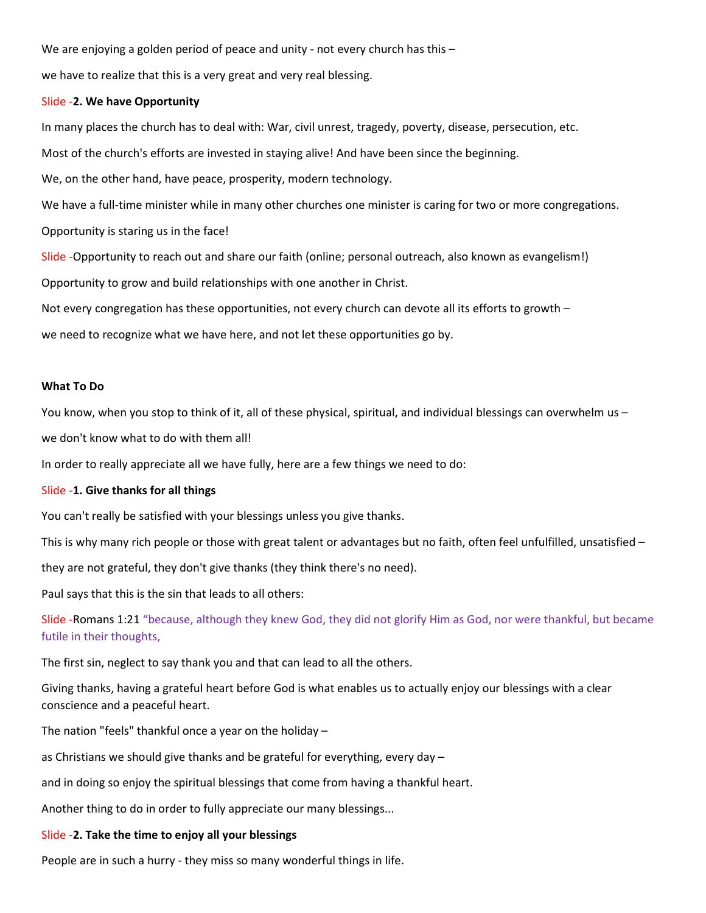We are enjoying a golden period of peace and unity - not every church has this –

we have to realize that this is a very great and very real blessing.

Slide -**2. We have Opportunity**

In many places the church has to deal with: War, civil unrest, tragedy, poverty, disease, persecution, etc.

Most of the church's efforts are invested in staying alive! And have been since the beginning.

We, on the other hand, have peace, prosperity, modern technology.

We have a full-time minister while in many other churches one minister is caring for two or more congregations.

Opportunity is staring us in the face!

Slide -Opportunity to reach out and share our faith (online; personal outreach, also known as evangelism!)

Opportunity to grow and build relationships with one another in Christ.

Not every congregation has these opportunities, not every church can devote all its efforts to growth –

we need to recognize what we have here, and not let these opportunities go by.

**What To Do**

You know, when you stop to think of it, all of these physical, spiritual, and individual blessings can overwhelm us –

we don't know what to do with them all!

In order to really appreciate all we have fully, here are a few things we need to do:

Slide -**1. Give thanks for all things**

You can't really be satisfied with your blessings unless you give thanks.

This is why many rich people or those with great talent or advantages but no faith, often feel unfulfilled, unsatisfied –

they are not grateful, they don't give thanks (they think there's no need).

Paul says that this is the sin that leads to all others:

Slide -Romans 1:21 "because, although they knew God, they did not glorify Him as God, nor were thankful, but became futile in their thoughts,

The first sin, neglect to say thank you and that can lead to all the others.

Giving thanks, having a grateful heart before God is what enables us to actually enjoy our blessings with a clear conscience and a peaceful heart.

The nation "feels" thankful once a year on the holiday –

as Christians we should give thanks and be grateful for everything, every day –

and in doing so enjoy the spiritual blessings that come from having a thankful heart.

Another thing to do in order to fully appreciate our many blessings...

Slide -**2. Take the time to enjoy all your blessings**

People are in such a hurry - they miss so many wonderful things in life.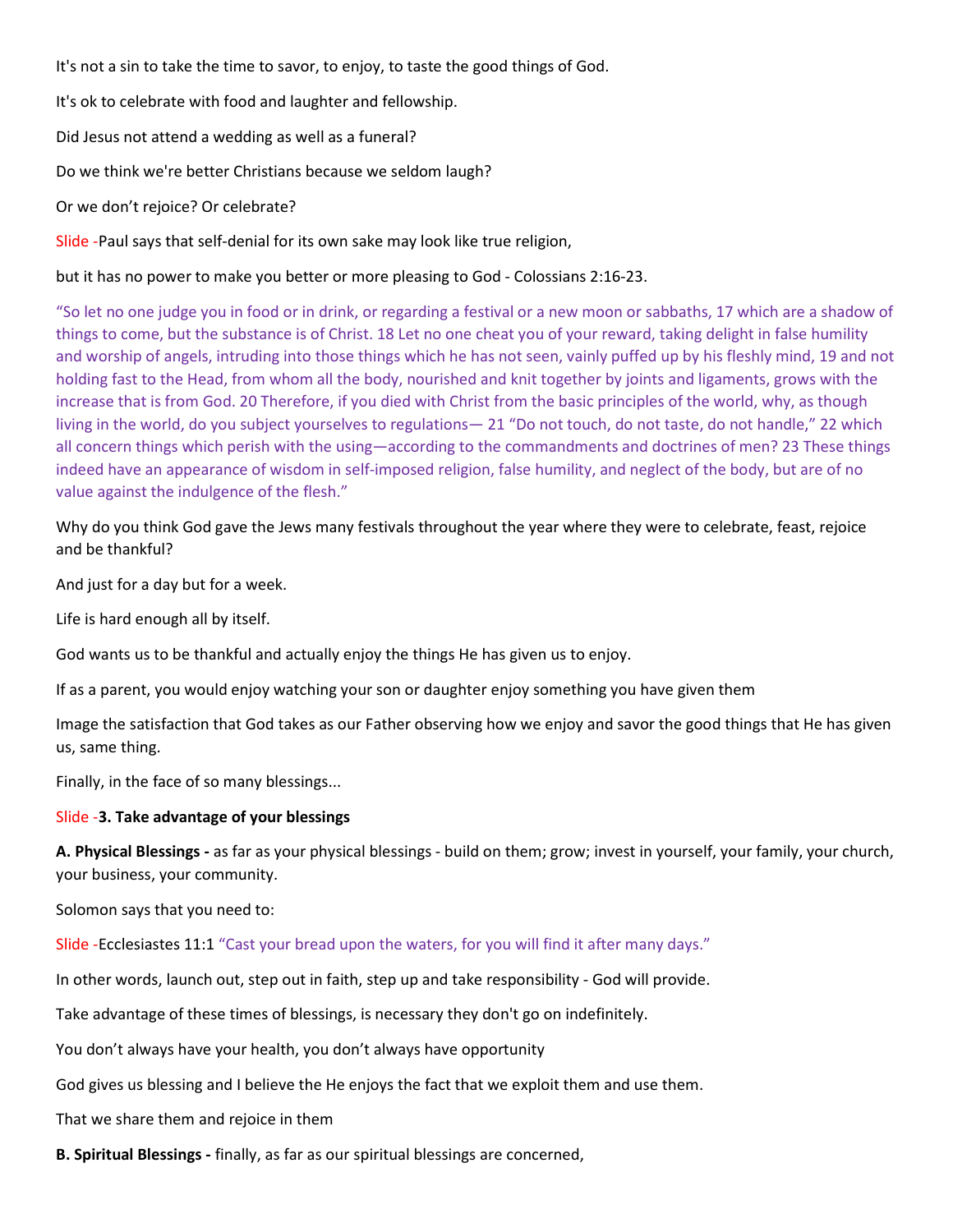It's not a sin to take the time to savor, to enjoy, to taste the good things of God.

It's ok to celebrate with food and laughter and fellowship.

Did Jesus not attend a wedding as well as a funeral?

Do we think we're better Christians because we seldom laugh?

Or we don't rejoice? Or celebrate?

Slide -Paul says that self-denial for its own sake may look like true religion,

but it has no power to make you better or more pleasing to God - Colossians 2:16-23.

"So let no one judge you in food or in drink, or regarding a festival or a new moon or sabbaths, 17 which are a shadow of things to come, but the substance is of Christ. 18 Let no one cheat you of your reward, taking delight in false humility and worship of angels, intruding into those things which he has not seen, vainly puffed up by his fleshly mind, 19 and not holding fast to the Head, from whom all the body, nourished and knit together by joints and ligaments, grows with the increase that is from God. 20 Therefore, if you died with Christ from the basic principles of the world, why, as though living in the world, do you subject yourselves to regulations— 21 "Do not touch, do not taste, do not handle," 22 which all concern things which perish with the using—according to the commandments and doctrines of men? 23 These things indeed have an appearance of wisdom in self-imposed religion, false humility, and neglect of the body, but are of no value against the indulgence of the flesh."

Why do you think God gave the Jews many festivals throughout the year where they were to celebrate, feast, rejoice and be thankful?

And just for a day but for a week.

Life is hard enough all by itself.

God wants us to be thankful and actually enjoy the things He has given us to enjoy.

If as a parent, you would enjoy watching your son or daughter enjoy something you have given them

Image the satisfaction that God takes as our Father observing how we enjoy and savor the good things that He has given us, same thing.

Finally, in the face of so many blessings...

Slide -**3. Take advantage of your blessings**

**A. Physical Blessings -** as far as your physical blessings - build on them; grow; invest in yourself, your family, your church, your business, your community.

Solomon says that you need to:

Slide -Ecclesiastes 11:1 "Cast your bread upon the waters, for you will find it after many days."

In other words, launch out, step out in faith, step up and take responsibility - God will provide.

Take advantage of these times of blessings, is necessary they don't go on indefinitely.

You don't always have your health, you don't always have opportunity

God gives us blessing and I believe the He enjoys the fact that we exploit them and use them.

That we share them and rejoice in them

**B. Spiritual Blessings -** finally, as far as our spiritual blessings are concerned,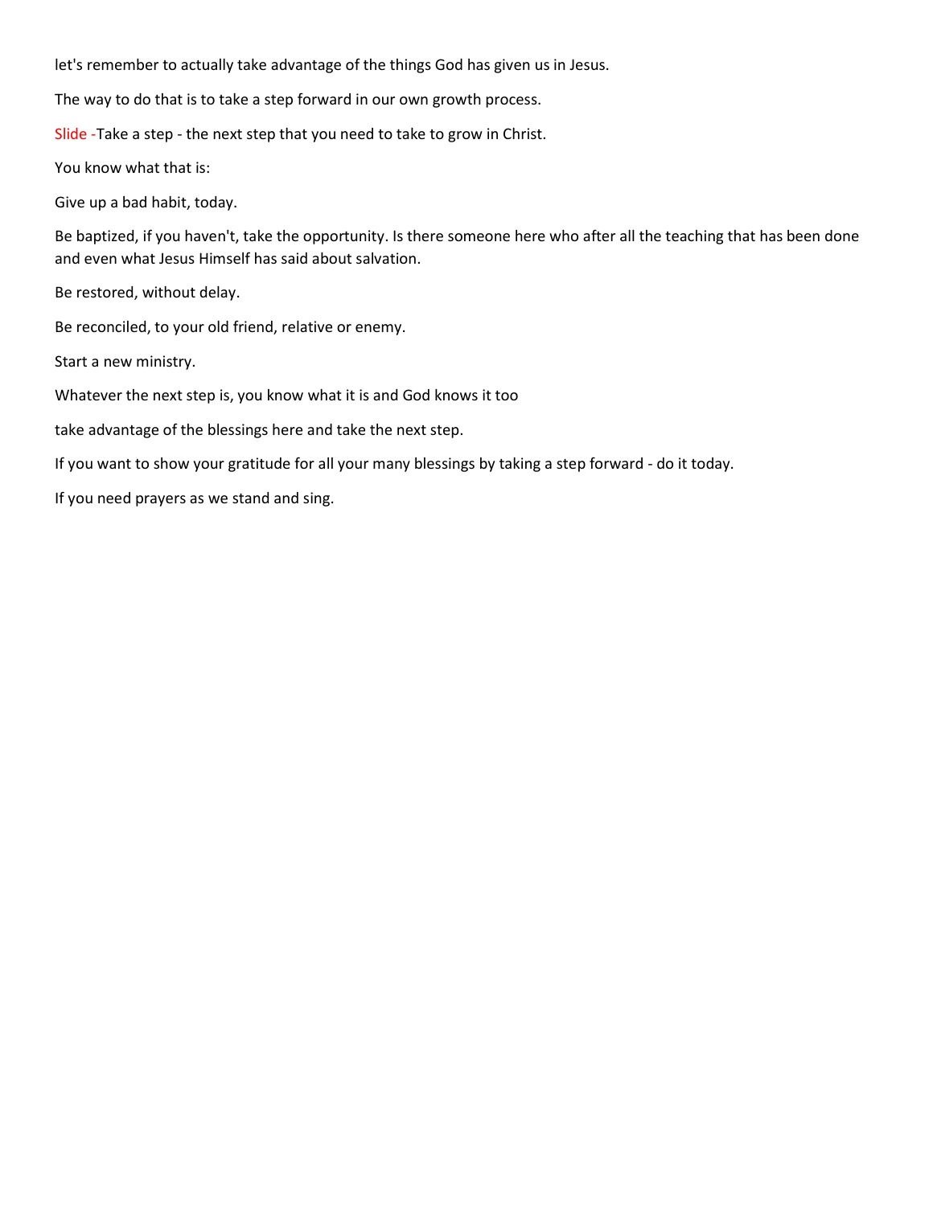let's remember to actually take advantage of the things God has given us in Jesus.

The way to do that is to take a step forward in our own growth process.

Slide -Take a step - the next step that you need to take to grow in Christ.

You know what that is:

Give up a bad habit, today.

Be baptized, if you haven't, take the opportunity. Is there someone here who after all the teaching that has been done and even what Jesus Himself has said about salvation.

Be restored, without delay.

Be reconciled, to your old friend, relative or enemy.

Start a new ministry.

Whatever the next step is, you know what it is and God knows it too

take advantage of the blessings here and take the next step.

If you want to show your gratitude for all your many blessings by taking a step forward - do it today.

If you need prayers as we stand and sing.